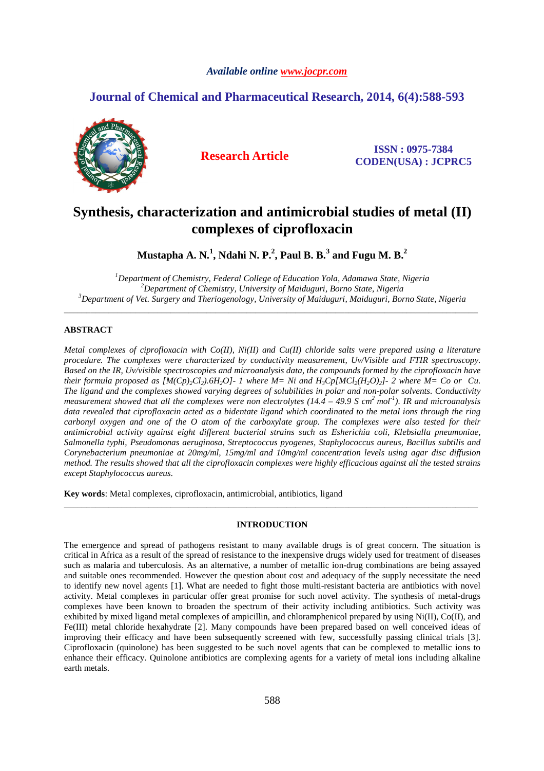*Available online www.jocpr.com*

**Journal of Chemical and Pharmaceutical Research, 2014, 6(4):588-593**

**Research Article**

**ISSN : 0975-7384**
**CODEN(USA) : JCPRC5**

# Synthesis, characterization and antimicrobial studies of metal (II) complexes of ciprofloxacin

**Mustapha A. N.[1], Ndahi N. P.[2], Paul B. B.[3] and Fugu M. B.[2]**

[1]*Department of Chemistry, Federal College of Education Yola, Adamawa State, Nigeria*
[2]*Department of Chemistry, University of Maiduguri, Borno State, Nigeria*
[3]*Department of Vet. Surgery and Theriogenology, University of Maiduguri, Maiduguri, Borno State, Nigeria*

---

## ABSTRACT

*Metal complexes of ciprofloxacin with Co(II), Ni(II) and Cu(II) chloride salts were prepared using a literature procedure. The complexes were characterized by conductivity measurement, Uv/Visible and FTIR spectroscopy. Based on the IR, Uv/visible spectroscopies and microanalysis data, the compounds formed by the ciprofloxacin have their formula proposed as $[M(Cp)_2Cl_2).6H_2O]$- 1 where M= Ni and $H_3Cp[MCl_2(H_2O)_2]$- 2 where M= Co or Cu. The ligand and the complexes showed varying degrees of solubilities in polar and non-polar solvents. Conductivity measurement showed that all the complexes were non electrolytes (14.4 – 49.9 S $cm^2$ $mol^{-1}$). IR and microanalysis data revealed that ciprofloxacin acted as a bidentate ligand which coordinated to the metal ions through the ring carbonyl oxygen and one of the O atom of the carboxylate group. The complexes were also tested for their antimicrobial activity against eight different bacterial strains such as Esherichia coli, Klebsialla pneumoniae, Salmonella typhi, Pseudomonas aeruginosa, Streptococcus pyogenes, Staphylococcus aureus, Bacillus subtilis and Corynebacterium pneumoniae at 20mg/ml, 15mg/ml and 10mg/ml concentration levels using agar disc diffusion method. The results showed that all the ciprofloxacin complexes were highly efficacious against all the tested strains except Staphylococcus aureus.*

**Key words**: Metal complexes, ciprofloxacin, antimicrobial, antibiotics, ligand

---

## INTRODUCTION

The emergence and spread of pathogens resistant to many available drugs is of great concern. The situation is critical in Africa as a result of the spread of resistance to the inexpensive drugs widely used for treatment of diseases such as malaria and tuberculosis. As an alternative, a number of metallic ion-drug combinations are being assayed and suitable ones recommended. However the question about cost and adequacy of the supply necessitate the need to identify new novel agents [1]. What are needed to fight those multi-resistant bacteria are antibiotics with novel activity. Metal complexes in particular offer great promise for such novel activity. The synthesis of metal-drugs complexes have been known to broaden the spectrum of their activity including antibiotics. Such activity was exhibited by mixed ligand metal complexes of ampicillin, and chloramphenicol prepared by using Ni(II), Co(II), and Fe(III) metal chloride hexahydrate [2]. Many compounds have been prepared based on well conceived ideas of improving their efficacy and have been subsequently screened with few, successfully passing clinical trials [3]. Ciprofloxacin (quinolone) has been suggested to be such novel agents that can be complexed to metallic ions to enhance their efficacy. Quinolone antibiotics are complexing agents for a variety of metal ions including alkaline earth metals.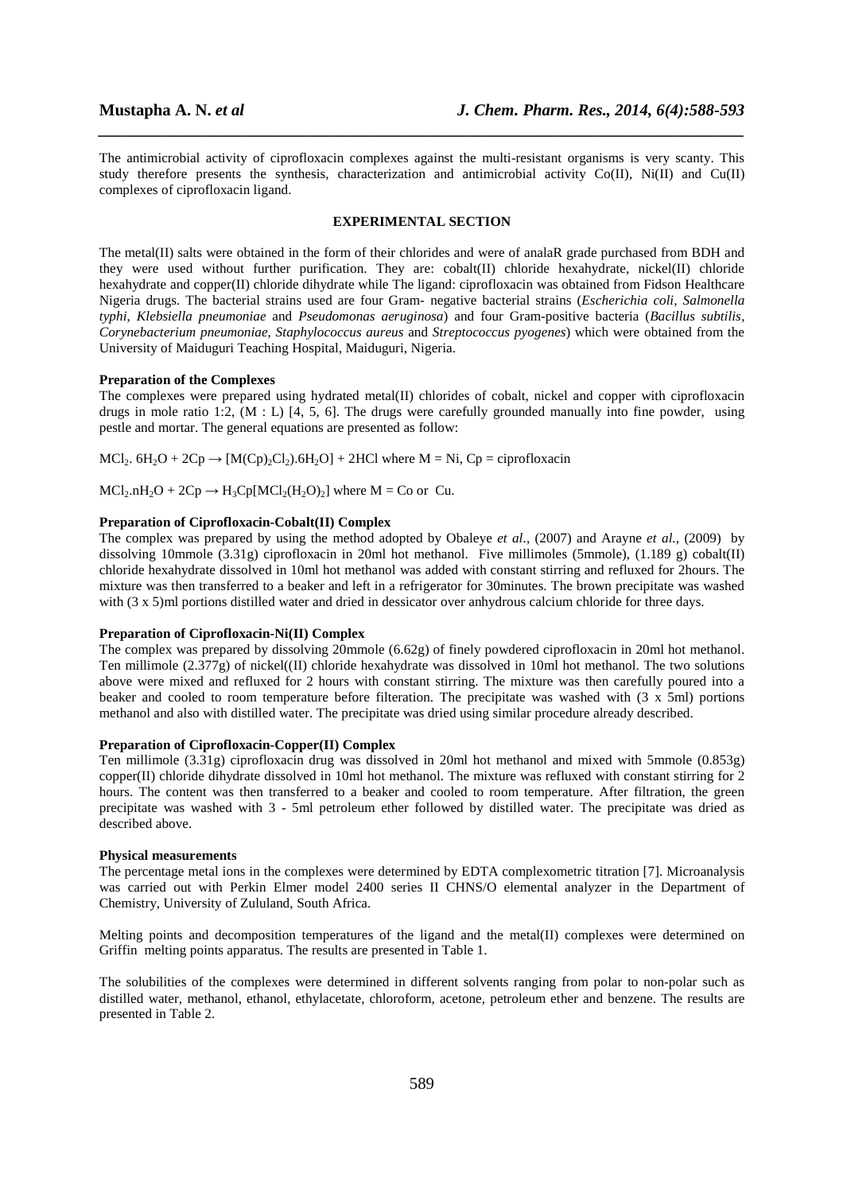The antimicrobial activity of ciprofloxacin complexes against the multi-resistant organisms is very scanty. This study therefore presents the synthesis, characterization and antimicrobial activity Co(II), Ni(II) and Cu(II) complexes of ciprofloxacin ligand.

## EXPERIMENTAL SECTION

The metal(II) salts were obtained in the form of their chlorides and were of analaR grade purchased from BDH and they were used without further purification. They are: cobalt(II) chloride hexahydrate, nickel(II) chloride hexahydrate and copper(II) chloride dihydrate while The ligand: ciprofloxacin was obtained from Fidson Healthcare Nigeria drugs. The bacterial strains used are four Gram- negative bacterial strains (*Escherichia coli, Salmonella typhi, Klebsiella pneumoniae* and *Pseudomonas aeruginosa*) and four Gram-positive bacteria (*Bacillus subtilis, Corynebacterium pneumoniae, Staphylococcus aureus* and *Streptococcus pyogenes*) which were obtained from the University of Maiduguri Teaching Hospital, Maiduguri, Nigeria.

### Preparation of the Complexes

The complexes were prepared using hydrated metal(II) chlorides of cobalt, nickel and copper with ciprofloxacin drugs in mole ratio 1:2, (M : L) [4, 5, 6]. The drugs were carefully grounded manually into fine powder, using pestle and mortar. The general equations are presented as follow:

$MCl_2.\,6H_2O + 2Cp \rightarrow [M(Cp)_2Cl_2).6H_2O] + 2HCl$ where M = Ni, Cp = ciprofloxacin

$MCl_2.nH_2O + 2Cp \rightarrow H_3Cp[MCl_2(H_2O)_2]$ where M = Co or Cu.

### Preparation of Ciprofloxacin-Cobalt(II) Complex

The complex was prepared by using the method adopted by Obaleye *et al.*, (2007) and Arayne *et al.*, (2009) by dissolving 10mmole (3.31g) ciprofloxacin in 20ml hot methanol. Five millimoles (5mmole), (1.189 g) cobalt(II) chloride hexahydrate dissolved in 10ml hot methanol was added with constant stirring and refluxed for 2hours. The mixture was then transferred to a beaker and left in a refrigerator for 30minutes. The brown precipitate was washed with (3 x 5)ml portions distilled water and dried in dessicator over anhydrous calcium chloride for three days.

### Preparation of Ciprofloxacin-Ni(II) Complex

The complex was prepared by dissolving 20mmole (6.62g) of finely powdered ciprofloxacin in 20ml hot methanol. Ten millimole (2.377g) of nickel((II) chloride hexahydrate was dissolved in 10ml hot methanol. The two solutions above were mixed and refluxed for 2 hours with constant stirring. The mixture was then carefully poured into a beaker and cooled to room temperature before filteration. The precipitate was washed with (3 x 5ml) portions methanol and also with distilled water. The precipitate was dried using similar procedure already described.

### Preparation of Ciprofloxacin-Copper(II) Complex

Ten millimole (3.31g) ciprofloxacin drug was dissolved in 20ml hot methanol and mixed with 5mmole (0.853g) copper(II) chloride dihydrate dissolved in 10ml hot methanol. The mixture was refluxed with constant stirring for 2 hours. The content was then transferred to a beaker and cooled to room temperature. After filtration, the green precipitate was washed with 3 - 5ml petroleum ether followed by distilled water. The precipitate was dried as described above.

### Physical measurements

The percentage metal ions in the complexes were determined by EDTA complexometric titration [7]. Microanalysis was carried out with Perkin Elmer model 2400 series II CHNS/O elemental analyzer in the Department of Chemistry, University of Zululand, South Africa.

Melting points and decomposition temperatures of the ligand and the metal(II) complexes were determined on Griffin melting points apparatus. The results are presented in Table 1.

The solubilities of the complexes were determined in different solvents ranging from polar to non-polar such as distilled water, methanol, ethanol, ethylacetate, chloroform, acetone, petroleum ether and benzene. The results are presented in Table 2.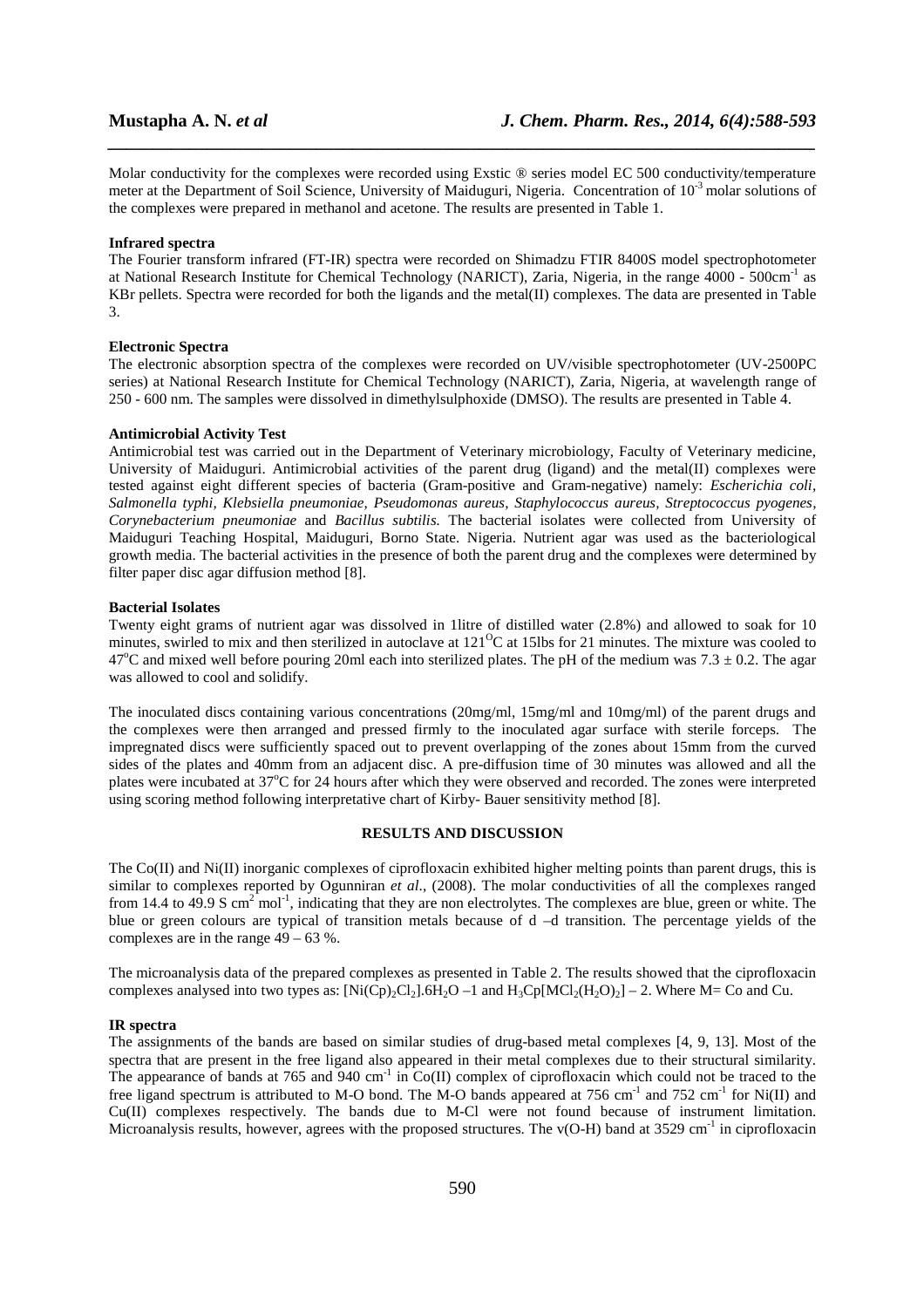Molar conductivity for the complexes were recorded using Exstic ® series model EC 500 conductivity/temperature meter at the Department of Soil Science, University of Maiduguri, Nigeria. Concentration of $10^{-3}$ molar solutions of the complexes were prepared in methanol and acetone. The results are presented in Table 1.

**Infrared spectra**

The Fourier transform infrared (FT-IR) spectra were recorded on Shimadzu FTIR 8400S model spectrophotometer at National Research Institute for Chemical Technology (NARICT), Zaria, Nigeria, in the range 4000 - 500cm$^{-1}$ as KBr pellets. Spectra were recorded for both the ligands and the metal(II) complexes. The data are presented in Table 3.

**Electronic Spectra**

The electronic absorption spectra of the complexes were recorded on UV/visible spectrophotometer (UV-2500PC series) at National Research Institute for Chemical Technology (NARICT), Zaria, Nigeria, at wavelength range of 250 - 600 nm. The samples were dissolved in dimethylsulphoxide (DMSO). The results are presented in Table 4.

**Antimicrobial Activity Test**

Antimicrobial test was carried out in the Department of Veterinary microbiology, Faculty of Veterinary medicine, University of Maiduguri. Antimicrobial activities of the parent drug (ligand) and the metal(II) complexes were tested against eight different species of bacteria (Gram-positive and Gram-negative) namely: *Escherichia coli*, *Salmonella typhi*, *Klebsiella pneumoniae*, *Pseudomonas aureus*, *Staphylococcus aureus*, *Streptococcus pyogenes*, *Corynebacterium pneumoniae* and *Bacillus subtilis.* The bacterial isolates were collected from University of Maiduguri Teaching Hospital, Maiduguri, Borno State. Nigeria. Nutrient agar was used as the bacteriological growth media. The bacterial activities in the presence of both the parent drug and the complexes were determined by filter paper disc agar diffusion method [8].

**Bacterial Isolates**

Twenty eight grams of nutrient agar was dissolved in 1litre of distilled water (2.8%) and allowed to soak for 10 minutes, swirled to mix and then sterilized in autoclave at 121$^{O}$C at 15lbs for 21 minutes. The mixture was cooled to 47$^{o}$C and mixed well before pouring 20ml each into sterilized plates. The pH of the medium was $7.3 \pm 0.2$. The agar was allowed to cool and solidify.

The inoculated discs containing various concentrations (20mg/ml, 15mg/ml and 10mg/ml) of the parent drugs and the complexes were then arranged and pressed firmly to the inoculated agar surface with sterile forceps. The impregnated discs were sufficiently spaced out to prevent overlapping of the zones about 15mm from the curved sides of the plates and 40mm from an adjacent disc. A pre-diffusion time of 30 minutes was allowed and all the plates were incubated at 37$^{o}$C for 24 hours after which they were observed and recorded. The zones were interpreted using scoring method following interpretative chart of Kirby- Bauer sensitivity method [8].

## RESULTS AND DISCUSSION

The Co(II) and Ni(II) inorganic complexes of ciprofloxacin exhibited higher melting points than parent drugs, this is similar to complexes reported by Ogunniran *et al*., (2008). The molar conductivities of all the complexes ranged from 14.4 to 49.9 S cm$^{2}$ mol$^{-1}$, indicating that they are non electrolytes. The complexes are blue, green or white. The blue or green colours are typical of transition metals because of d –d transition. The percentage yields of the complexes are in the range 49 – 63 %.

The microanalysis data of the prepared complexes as presented in Table 2. The results showed that the ciprofloxacin complexes analysed into two types as: $[Ni(Cp)_2Cl_2].6H_2O$ –1 and $H_3Cp[MCl_2(H_2O)_2]$ – 2. Where M= Co and Cu.

**IR spectra**

The assignments of the bands are based on similar studies of drug-based metal complexes [4, 9, 13]. Most of the spectra that are present in the free ligand also appeared in their metal complexes due to their structural similarity. The appearance of bands at 765 and 940 cm$^{-1}$ in Co(II) complex of ciprofloxacin which could not be traced to the free ligand spectrum is attributed to M-O bond. The M-O bands appeared at 756 cm$^{-1}$ and 752 cm$^{-1}$ for Ni(II) and Cu(II) complexes respectively. The bands due to M-Cl were not found because of instrument limitation. Microanalysis results, however, agrees with the proposed structures. The ν(O-H) band at 3529 cm$^{-1}$ in ciprofloxacin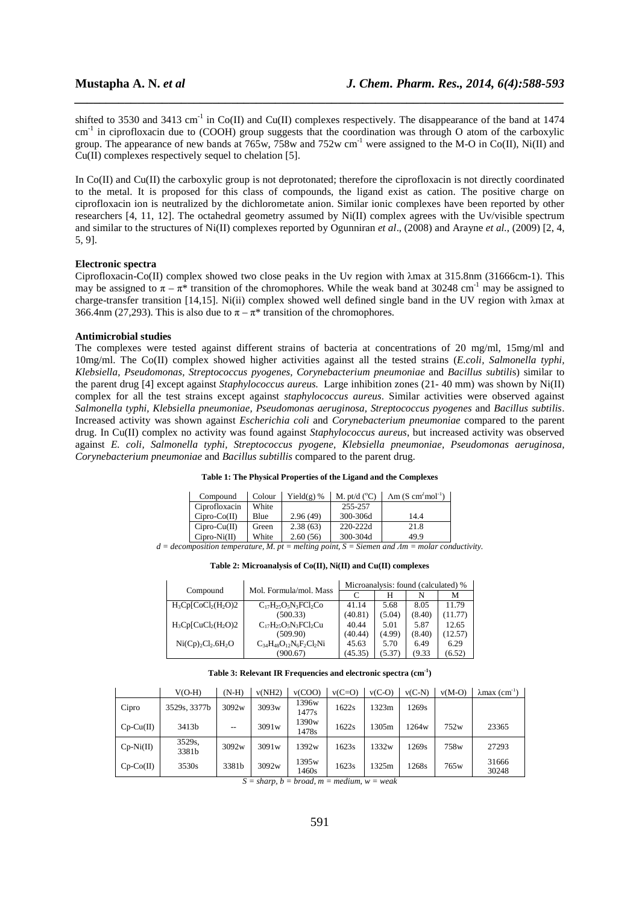shifted to 3530 and 3413 $cm^{-1}$ in Co(II) and Cu(II) complexes respectively. The disappearance of the band at 1474 $cm^{-1}$ in ciprofloxacin due to (COOH) group suggests that the coordination was through O atom of the carboxylic group. The appearance of new bands at 765w, 758w and 752w $cm^{-1}$ were assigned to the M-O in Co(II), Ni(II) and Cu(II) complexes respectively sequel to chelation [5].

In Co(II) and Cu(II) the carboxylic group is not deprotonated; therefore the ciprofloxacin is not directly coordinated to the metal. It is proposed for this class of compounds, the ligand exist as cation. The positive charge on ciprofloxacin ion is neutralized by the dichlorometate anion. Similar ionic complexes have been reported by other researchers [4, 11, 12]. The octahedral geometry assumed by Ni(II) complex agrees with the Uv/visible spectrum and similar to the structures of Ni(II) complexes reported by Ogunniran *et al*., (2008) and Arayne *et al.*, (2009) [2, 4, 5, 9].

**Electronic spectra**

Ciprofloxacin-Co(II) complex showed two close peaks in the Uv region with λmax at 315.8nm (31666cm-1). This may be assigned to $\pi - \pi^*$ transition of the chromophores. While the weak band at 30248 $cm^{-1}$ may be assigned to charge-transfer transition [14,15]. Ni(ii) complex showed well defined single band in the UV region with λmax at 366.4nm (27,293). This is also due to $\pi - \pi^*$ transition of the chromophores.

**Antimicrobial studies**

The complexes were tested against different strains of bacteria at concentrations of 20 mg/ml, 15mg/ml and 10mg/ml. The Co(II) complex showed higher activities against all the tested strains (*E.coli*, *Salmonella typhi*, *Klebsiella*, *Pseudomonas*, *Streptococcus pyogenes*, *Corynebacterium pneumoniae* and *Bacillus subtilis*) similar to the parent drug [4] except against *Staphylococcus aureus.* Large inhibition zones (21- 40 mm) was shown by Ni(II) complex for all the test strains except against *staphylococcus aureus*. Similar activities were observed against *Salmonella typhi*, *Klebsiella pneumoniae*, *Pseudomonas aeruginosa*, *Streptococcus pyogenes* and *Bacillus subtilis*. Increased activity was shown against *Escherichia coli* and *Corynebacterium pneumoniae* compared to the parent drug. In Cu(II) complex no activity was found against *Staphylococcus aureus*, but increased activity was observed against *E. coli*, *Salmonella typhi*, *Streptococcus pyogene*, *Klebsiella pneumoniae*, *Pseudomonas aeruginosa*, *Corynebacterium pneumoniae* and *Bacillus subtillis* compared to the parent drug.

**Table 1: The Physical Properties of the Ligand and the Complexes**

| Compound | Colour | Yield(g) % | M. pt/d (°C) | Λm (S $cm^2mol^{-1}$) |
|---|---|---|---|---|
| Ciprofloxacin | White | | 255-257 | |
| Cipro-Co(II) | Blue | 2.96 (49) | 300-306d | 14.4 |
| Cipro-Cu(II) | Green | 2.38 (63) | 220-222d | 21.8 |
| Cipro-Ni(II) | White | 2.60 (56) | 300-304d | 49.9 |

*d = decomposition temperature, M. pt = melting point, S = Siemen and Λm = molar conductivity.*

**Table 2: Microanalysis of Co(II), Ni(II) and Cu(II) complexes**

| Compound | Mol. Formula/mol. Mass | Microanalysis: found (calculated) % | | | |
|---|---|---|---|---|---|
| | | C | H | N | M |
| $H_3Cp[CoCl_2(H_2O)2$ | $C_{17}H_{25}O_5N_3FCl_2Co$ (500.33) | 41.14 (40.81) | 5.68 (5.04) | 8.05 (8.40) | 11.79 (11.77) |
| $H_3Cp[CuCl_2(H_2O)2$ | $C_{17}H_{25}O_5N_3FCl_2Cu$ (509.90) | 40.44 (40.44) | 5.01 (4.99) | 5.87 (8.40) | 12.65 (12.57) |
| $Ni(Cp)_2Cl_2.6H_2O$ | $C_{34}H_{48}O_{12}N_6F_2Cl_2Ni$ (900.67) | 45.63 (45.35) | 5.70 (5.37) | 6.49 (9.33 | 6.29 (6.52) |

**Table 3: Relevant IR Frequencies and electronic spectra ($cm^{-1}$)**

| | V(O-H) | (N-H) | ν(NH2) | ν(COO) | ν(C=O) | ν(C-O) | ν(C-N) | ν(M-O) | λmax ($cm^{-1}$) |
|---|---|---|---|---|---|---|---|---|---|
| Cipro | 3529s, 3377b | 3092w | 3093w | 1396w 1477s | 1622s | 1323m | 1269s | | |
| Cp-Cu(II) | 3413b | -- | 3091w | 1390w 1478s | 1622s | 1305m | 1264w | 752w | 23365 |
| Cp-Ni(II) | 3529s, 3381b | 3092w | 3091w | 1392w | 1623s | 1332w | 1269s | 758w | 27293 |
| Cp-Co(II) | 3530s | 3381b | 3092w | 1395w 1460s | 1623s | 1325m | 1268s | 765w | 31666 30248 |

*S = sharp, b = broad, m = medium, w = weak*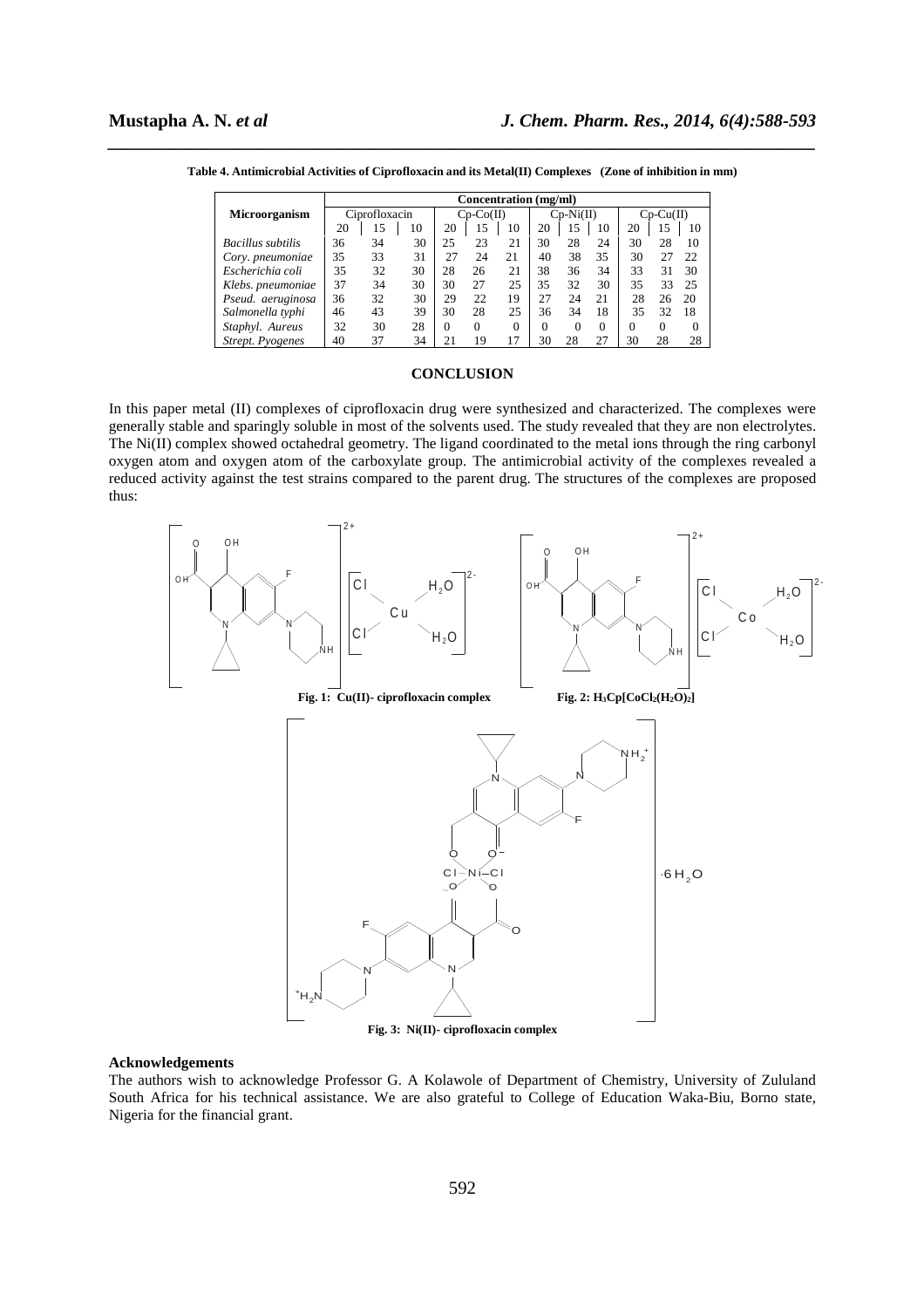**Table 4. Antimicrobial Activities of Ciprofloxacin and its Metal(II) Complexes (Zone of inhibition in mm)**

| Microorganism | Concentration (mg/ml) | | | | | | | | | | | |
|---|---|---|---|---|---|---|---|---|---|---|---|---|
| | Ciprofloxacin | | | Cp-Co(II) | | | Cp-Ni(II) | | | Cp-Cu(II) | | |
| | 20 | 15 | 10 | 20 | 15 | 10 | 20 | 15 | 10 | 20 | 15 | 10 |
| *Bacillus subtilis* | 36 | 34 | 30 | 25 | 23 | 21 | 30 | 28 | 24 | 30 | 28 | 10 |
| *Cory. pneumoniae* | 35 | 33 | 31 | 27 | 24 | 21 | 40 | 38 | 35 | 30 | 27 | 22 |
| *Escherichia coli* | 35 | 32 | 30 | 28 | 26 | 21 | 38 | 36 | 34 | 33 | 31 | 30 |
| *Klebs. pneumoniae* | 37 | 34 | 30 | 30 | 27 | 25 | 35 | 32 | 30 | 35 | 33 | 25 |
| *Pseud. aeruginosa* | 36 | 32 | 30 | 29 | 22 | 19 | 27 | 24 | 21 | 28 | 26 | 20 |
| *Salmonella typhi* | 46 | 43 | 39 | 30 | 28 | 25 | 36 | 34 | 18 | 35 | 32 | 18 |
| *Staphyl. Aureus* | 32 | 30 | 28 | 0 | 0 | 0 | 0 | 0 | 0 | 0 | 0 | 0 |
| *Strept. Pyogenes* | 40 | 37 | 34 | 21 | 19 | 17 | 30 | 28 | 27 | 30 | 28 | 28 |

## CONCLUSION

In this paper metal (II) complexes of ciprofloxacin drug were synthesized and characterized. The complexes were generally stable and sparingly soluble in most of the solvents used. The study revealed that they are non electrolytes. The Ni(II) complex showed octahedral geometry. The ligand coordinated to the metal ions through the ring carbonyl oxygen atom and oxygen atom of the carboxylate group. The antimicrobial activity of the complexes revealed a reduced activity against the test strains compared to the parent drug. The structures of the complexes are proposed thus:

**Fig. 1: Cu(II)- ciprofloxacin complex**

**Fig. 2: $H_3Cp[CoCl_2(H_2O)_2]$**

**Fig. 3: Ni(II)- ciprofloxacin complex**

### Acknowledgements

The authors wish to acknowledge Professor G. A Kolawole of Department of Chemistry, University of Zululand South Africa for his technical assistance. We are also grateful to College of Education Waka-Biu, Borno state, Nigeria for the financial grant.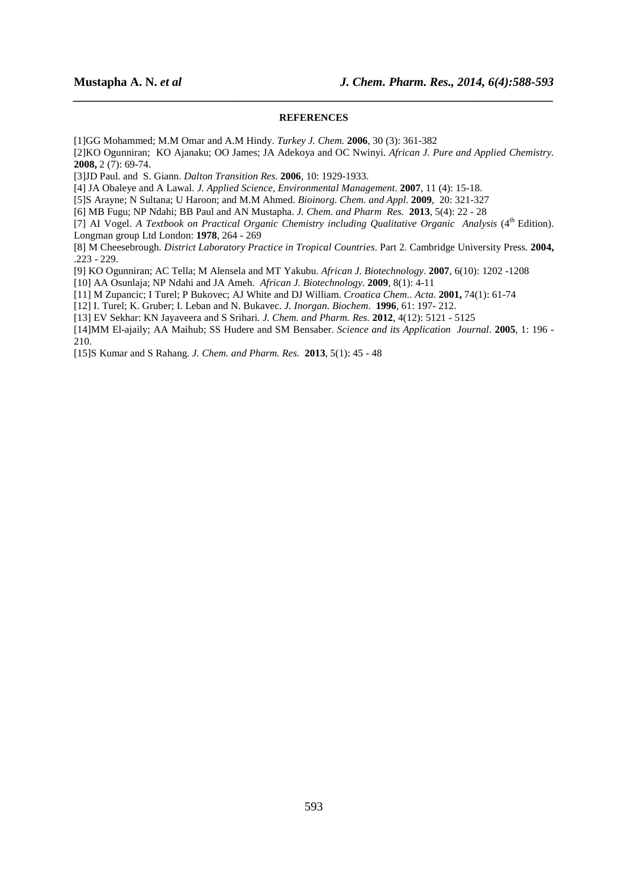## REFERENCES

[1]GG Mohammed; M.M Omar and A.M Hindy. *Turkey J. Chem.* **2006**, 30 (3): 361-382

[2]KO Ogunniran; KO Ajanaku; OO James; JA Adekoya and OC Nwinyi. *African J. Pure and Applied Chemistry*. **2008,** 2 (7): 69-74.

[3]JD Paul. and S. Giann. *Dalton Transition Res*. **2006**, 10: 1929-1933.

[4] JA Obaleye and A Lawal. *J. Applied Science, Environmental Management*. **2007**, 11 (4): 15-18.

[5]S Arayne; N Sultana; U Haroon; and M.M Ahmed. *Bioinorg. Chem. and Appl*. **2009**, 20: 321-327

[6] MB Fugu; NP Ndahi; BB Paul and AN Mustapha. *J. Chem. and Pharm Res.* **2013**, 5(4): 22 - 28

[7] AI Vogel. *A Textbook on Practical Organic Chemistry including Qualitative Organic Analysis* (4th Edition). Longman group Ltd London: **1978**, 264 - 269

[8] M Cheesebrough. *District Laboratory Practice in Tropical Countries*. Part 2. Cambridge University Press. **2004,** .223 - 229.

[9] KO Ogunniran; AC Tella; M Alensela and MT Yakubu. *African J. Biotechnology*. **2007**, 6(10): 1202 -1208

[10] AA Osunlaja; NP Ndahi and JA Ameh. *African J. Biotechnology*. **2009**, 8(1): 4-11

[11] M Zupancic; I Turel; P Bukovec; AJ White and DJ William. *Croatica Chem.. Acta.* **2001,** 74(1): 61-74

[12] I. Turel; K. Gruber; I. Leban and N. Bukavec. *J. Inorgan. Biochem*. **1996**, 61: 197- 212.

[13] EV Sekhar: KN Jayaveera and S Srihari. *J. Chem. and Pharm. Res.* **2012**, 4(12): 5121 - 5125

[14]MM El-ajaily; AA Maihub; SS Hudere and SM Bensaber. *Science and its Application Journal*. **2005**, 1: 196 - 210.

[15]S Kumar and S Rahang. *J. Chem. and Pharm. Res.* **2013**, 5(1): 45 - 48